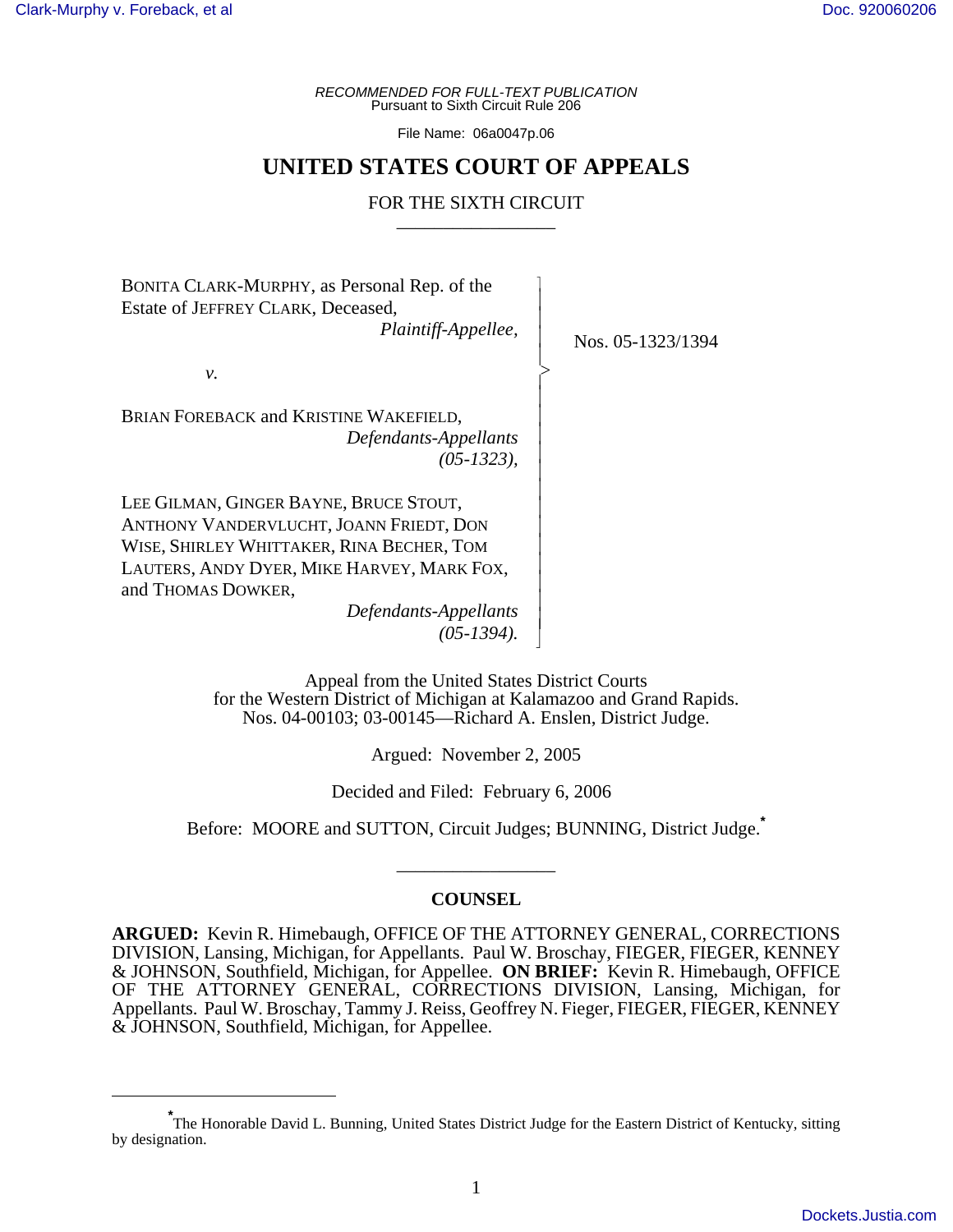*RECOMMENDED FOR FULL-TEXT PUBLICATION*
Pursuant to Sixth Circuit Rule 206

File Name: 06a0047p.06

# UNITED STATES COURT OF APPEALS

## FOR THE SIXTH CIRCUIT

---

BONITA CLARK-MURPHY, as Personal Rep. of the Estate of JEFFREY CLARK, Deceased,
*Plaintiff-Appellee,*

*v.*

BRIAN FOREBACK and KRISTINE WAKEFIELD,
*Defendants-Appellants (05-1323),*

LEE GILMAN, GINGER BAYNE, BRUCE STOUT, ANTHONY VANDERVLUCHT, JOANN FRIEDT, DON WISE, SHIRLEY WHITTAKER, RINA BECHER, TOM LAUTERS, ANDY DYER, MIKE HARVEY, MARK FOX, and THOMAS DOWKER,
*Defendants-Appellants (05-1394).*

Nos. 05-1323/1394

Appeal from the United States District Courts
for the Western District of Michigan at Kalamazoo and Grand Rapids.
Nos. 04-00103; 03-00145—Richard A. Enslen, District Judge.

Argued: November 2, 2005

Decided and Filed: February 6, 2006

Before: MOORE and SUTTON, Circuit Judges; BUNNING, District Judge.[*]

---

**COUNSEL**

**ARGUED:** Kevin R. Himebaugh, OFFICE OF THE ATTORNEY GENERAL, CORRECTIONS DIVISION, Lansing, Michigan, for Appellants. Paul W. Broschay, FIEGER, FIEGER, KENNEY & JOHNSON, Southfield, Michigan, for Appellee. **ON BRIEF:** Kevin R. Himebaugh, OFFICE OF THE ATTORNEY GENERAL, CORRECTIONS DIVISION, Lansing, Michigan, for Appellants. Paul W. Broschay, Tammy J. Reiss, Geoffrey N. Fieger, FIEGER, FIEGER, KENNEY & JOHNSON, Southfield, Michigan, for Appellee.

---

[*] The Honorable David L. Bunning, United States District Judge for the Eastern District of Kentucky, sitting by designation.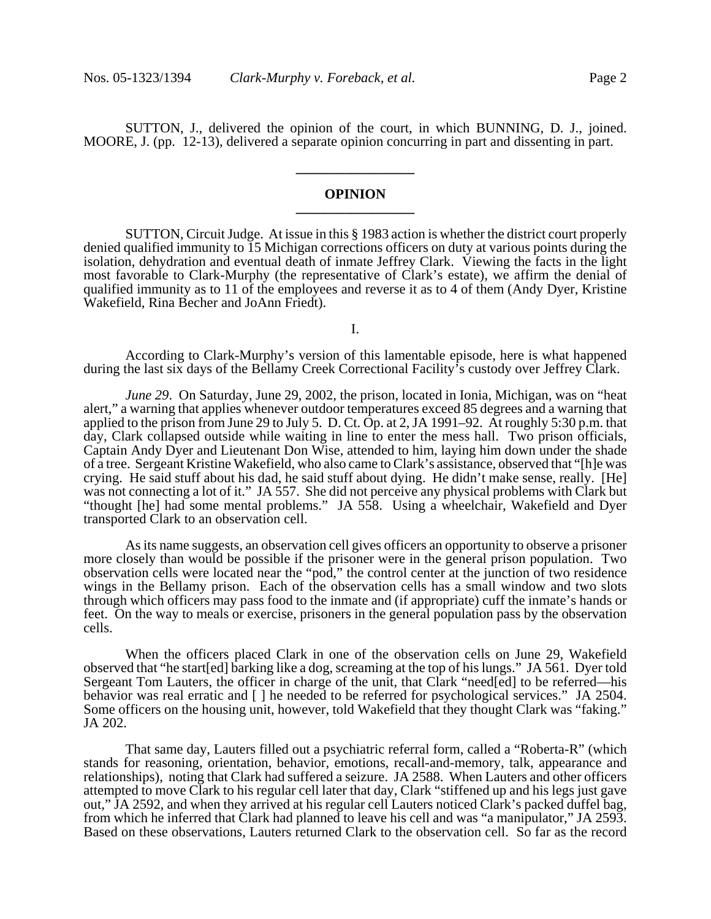SUTTON, J., delivered the opinion of the court, in which BUNNING, D. J., joined. MOORE, J. (pp. 12-13), delivered a separate opinion concurring in part and dissenting in part.

---

## OPINION

---

SUTTON, Circuit Judge. At issue in this § 1983 action is whether the district court properly denied qualified immunity to 15 Michigan corrections officers on duty at various points during the isolation, dehydration and eventual death of inmate Jeffrey Clark. Viewing the facts in the light most favorable to Clark-Murphy (the representative of Clark's estate), we affirm the denial of qualified immunity as to 11 of the employees and reverse it as to 4 of them (Andy Dyer, Kristine Wakefield, Rina Becher and JoAnn Friedt).

I.

According to Clark-Murphy's version of this lamentable episode, here is what happened during the last six days of the Bellamy Creek Correctional Facility's custody over Jeffrey Clark.

*June 29*. On Saturday, June 29, 2002, the prison, located in Ionia, Michigan, was on "heat alert," a warning that applies whenever outdoor temperatures exceed 85 degrees and a warning that applied to the prison from June 29 to July 5. D. Ct. Op. at 2, JA 1991–92. At roughly 5:30 p.m. that day, Clark collapsed outside while waiting in line to enter the mess hall. Two prison officials, Captain Andy Dyer and Lieutenant Don Wise, attended to him, laying him down under the shade of a tree. Sergeant Kristine Wakefield, who also came to Clark's assistance, observed that "[h]e was crying. He said stuff about his dad, he said stuff about dying. He didn't make sense, really. [He] was not connecting a lot of it." JA 557. She did not perceive any physical problems with Clark but "thought [he] had some mental problems." JA 558. Using a wheelchair, Wakefield and Dyer transported Clark to an observation cell.

As its name suggests, an observation cell gives officers an opportunity to observe a prisoner more closely than would be possible if the prisoner were in the general prison population. Two observation cells were located near the "pod," the control center at the junction of two residence wings in the Bellamy prison. Each of the observation cells has a small window and two slots through which officers may pass food to the inmate and (if appropriate) cuff the inmate's hands or feet. On the way to meals or exercise, prisoners in the general population pass by the observation cells.

When the officers placed Clark in one of the observation cells on June 29, Wakefield observed that "he start[ed] barking like a dog, screaming at the top of his lungs." JA 561. Dyer told Sergeant Tom Lauters, the officer in charge of the unit, that Clark "need[ed] to be referred—his behavior was real erratic and [ ] he needed to be referred for psychological services." JA 2504. Some officers on the housing unit, however, told Wakefield that they thought Clark was "faking." JA 202.

That same day, Lauters filled out a psychiatric referral form, called a "Roberta-R" (which stands for reasoning, orientation, behavior, emotions, recall-and-memory, talk, appearance and relationships), noting that Clark had suffered a seizure. JA 2588. When Lauters and other officers attempted to move Clark to his regular cell later that day, Clark "stiffened up and his legs just gave out," JA 2592, and when they arrived at his regular cell Lauters noticed Clark's packed duffel bag, from which he inferred that Clark had planned to leave his cell and was "a manipulator," JA 2593. Based on these observations, Lauters returned Clark to the observation cell. So far as the record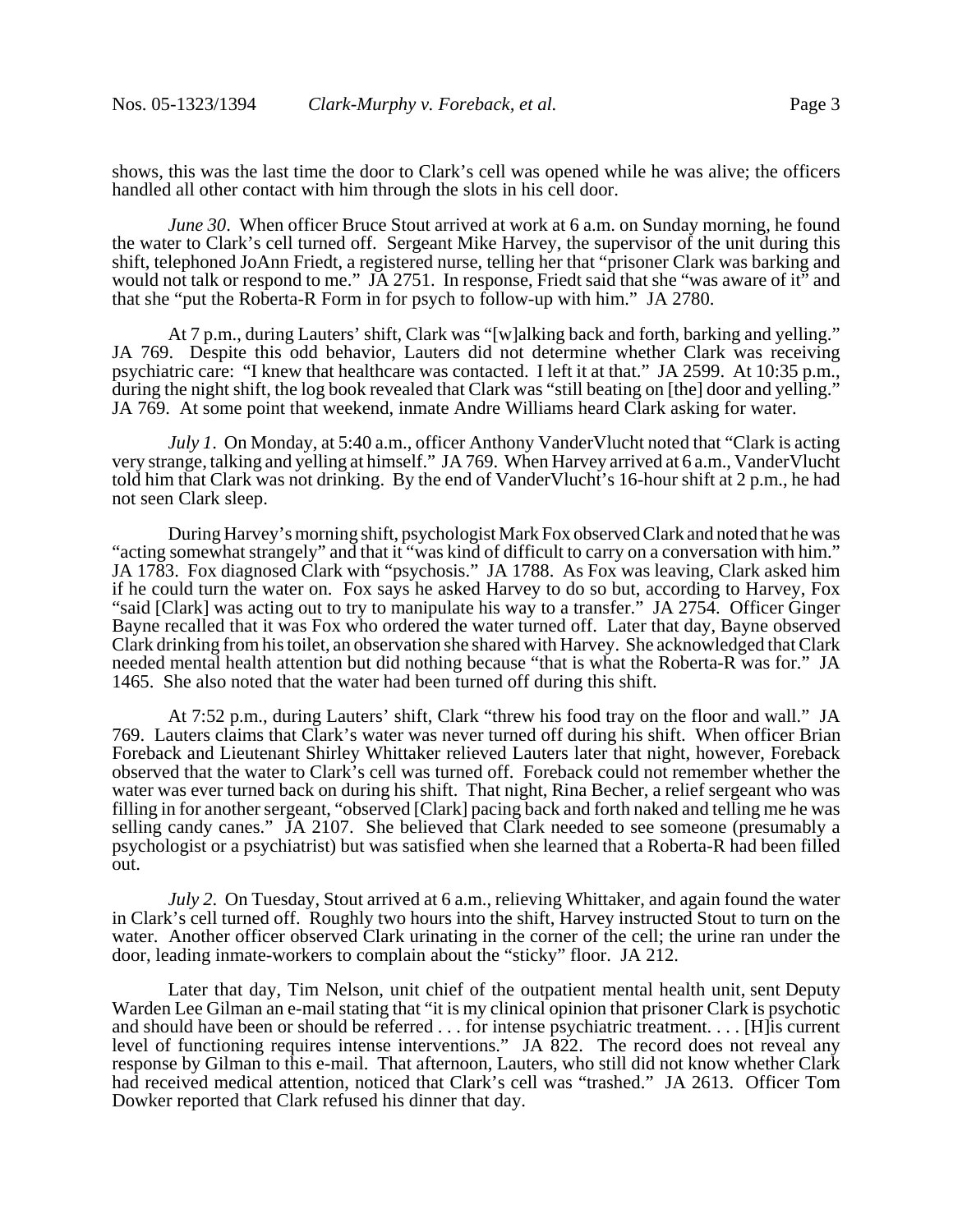shows, this was the last time the door to Clark's cell was opened while he was alive; the officers handled all other contact with him through the slots in his cell door.

*June 30*. When officer Bruce Stout arrived at work at 6 a.m. on Sunday morning, he found the water to Clark's cell turned off. Sergeant Mike Harvey, the supervisor of the unit during this shift, telephoned JoAnn Friedt, a registered nurse, telling her that "prisoner Clark was barking and would not talk or respond to me." JA 2751. In response, Friedt said that she "was aware of it" and that she "put the Roberta-R Form in for psych to follow-up with him." JA 2780.

At 7 p.m., during Lauters' shift, Clark was "[w]alking back and forth, barking and yelling." JA 769. Despite this odd behavior, Lauters did not determine whether Clark was receiving psychiatric care: "I knew that healthcare was contacted. I left it at that." JA 2599. At 10:35 p.m., during the night shift, the log book revealed that Clark was "still beating on [the] door and yelling." JA 769. At some point that weekend, inmate Andre Williams heard Clark asking for water.

*July 1*. On Monday, at 5:40 a.m., officer Anthony VanderVlucht noted that "Clark is acting very strange, talking and yelling at himself." JA 769. When Harvey arrived at 6 a.m., VanderVlucht told him that Clark was not drinking. By the end of VanderVlucht's 16-hour shift at 2 p.m., he had not seen Clark sleep.

During Harvey's morning shift, psychologist Mark Fox observed Clark and noted that he was "acting somewhat strangely" and that it "was kind of difficult to carry on a conversation with him." JA 1783. Fox diagnosed Clark with "psychosis." JA 1788. As Fox was leaving, Clark asked him if he could turn the water on. Fox says he asked Harvey to do so but, according to Harvey, Fox "said [Clark] was acting out to try to manipulate his way to a transfer." JA 2754. Officer Ginger Bayne recalled that it was Fox who ordered the water turned off. Later that day, Bayne observed Clark drinking from his toilet, an observation she shared with Harvey. She acknowledged that Clark needed mental health attention but did nothing because "that is what the Roberta-R was for." JA 1465. She also noted that the water had been turned off during this shift.

At 7:52 p.m., during Lauters' shift, Clark "threw his food tray on the floor and wall." JA 769. Lauters claims that Clark's water was never turned off during his shift. When officer Brian Foreback and Lieutenant Shirley Whittaker relieved Lauters later that night, however, Foreback observed that the water to Clark's cell was turned off. Foreback could not remember whether the water was ever turned back on during his shift. That night, Rina Becher, a relief sergeant who was filling in for another sergeant, "observed [Clark] pacing back and forth naked and telling me he was selling candy canes." JA 2107. She believed that Clark needed to see someone (presumably a psychologist or a psychiatrist) but was satisfied when she learned that a Roberta-R had been filled out.

*July 2*. On Tuesday, Stout arrived at 6 a.m., relieving Whittaker, and again found the water in Clark's cell turned off. Roughly two hours into the shift, Harvey instructed Stout to turn on the water. Another officer observed Clark urinating in the corner of the cell; the urine ran under the door, leading inmate-workers to complain about the "sticky" floor. JA 212.

Later that day, Tim Nelson, unit chief of the outpatient mental health unit, sent Deputy Warden Lee Gilman an e-mail stating that "it is my clinical opinion that prisoner Clark is psychotic and should have been or should be referred . . . for intense psychiatric treatment. . . . [H]is current level of functioning requires intense interventions." JA 822. The record does not reveal any response by Gilman to this e-mail. That afternoon, Lauters, who still did not know whether Clark had received medical attention, noticed that Clark's cell was "trashed." JA 2613. Officer Tom Dowker reported that Clark refused his dinner that day.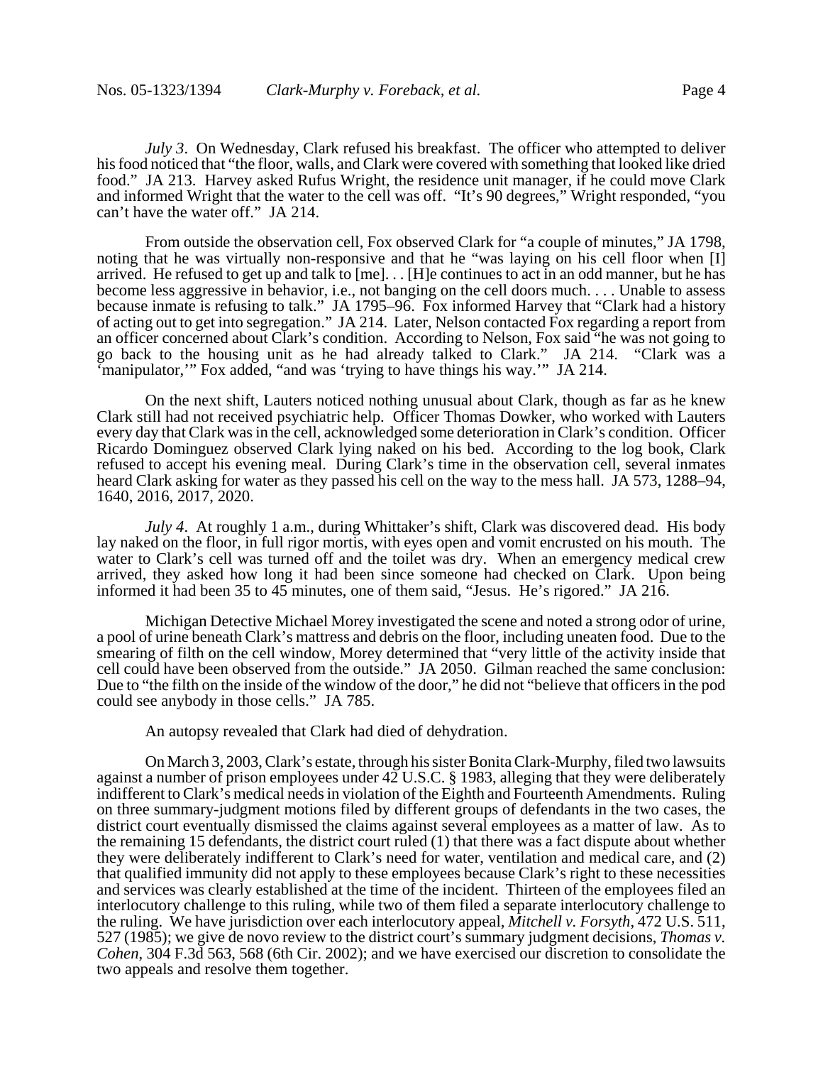*July 3*. On Wednesday, Clark refused his breakfast. The officer who attempted to deliver his food noticed that "the floor, walls, and Clark were covered with something that looked like dried food." JA 213. Harvey asked Rufus Wright, the residence unit manager, if he could move Clark and informed Wright that the water to the cell was off. "It's 90 degrees," Wright responded, "you can't have the water off." JA 214.

From outside the observation cell, Fox observed Clark for "a couple of minutes," JA 1798, noting that he was virtually non-responsive and that he "was laying on his cell floor when [I] arrived. He refused to get up and talk to [me]. . . [H]e continues to act in an odd manner, but he has become less aggressive in behavior, i.e., not banging on the cell doors much. . . . Unable to assess because inmate is refusing to talk." JA 1795–96. Fox informed Harvey that "Clark had a history of acting out to get into segregation." JA 214. Later, Nelson contacted Fox regarding a report from an officer concerned about Clark's condition. According to Nelson, Fox said "he was not going to go back to the housing unit as he had already talked to Clark." JA 214. "Clark was a 'manipulator,'" Fox added, "and was 'trying to have things his way.'" JA 214.

On the next shift, Lauters noticed nothing unusual about Clark, though as far as he knew Clark still had not received psychiatric help. Officer Thomas Dowker, who worked with Lauters every day that Clark was in the cell, acknowledged some deterioration in Clark's condition. Officer Ricardo Dominguez observed Clark lying naked on his bed. According to the log book, Clark refused to accept his evening meal. During Clark's time in the observation cell, several inmates heard Clark asking for water as they passed his cell on the way to the mess hall. JA 573, 1288–94, 1640, 2016, 2017, 2020.

*July 4*. At roughly 1 a.m., during Whittaker's shift, Clark was discovered dead. His body lay naked on the floor, in full rigor mortis, with eyes open and vomit encrusted on his mouth. The water to Clark's cell was turned off and the toilet was dry. When an emergency medical crew arrived, they asked how long it had been since someone had checked on Clark. Upon being informed it had been 35 to 45 minutes, one of them said, "Jesus. He's rigored." JA 216.

Michigan Detective Michael Morey investigated the scene and noted a strong odor of urine, a pool of urine beneath Clark's mattress and debris on the floor, including uneaten food. Due to the smearing of filth on the cell window, Morey determined that "very little of the activity inside that cell could have been observed from the outside." JA 2050. Gilman reached the same conclusion: Due to "the filth on the inside of the window of the door," he did not "believe that officers in the pod could see anybody in those cells." JA 785.

An autopsy revealed that Clark had died of dehydration.

On March 3, 2003, Clark's estate, through his sister Bonita Clark-Murphy, filed two lawsuits against a number of prison employees under 42 U.S.C. § 1983, alleging that they were deliberately indifferent to Clark's medical needs in violation of the Eighth and Fourteenth Amendments. Ruling on three summary-judgment motions filed by different groups of defendants in the two cases, the district court eventually dismissed the claims against several employees as a matter of law. As to the remaining 15 defendants, the district court ruled (1) that there was a fact dispute about whether they were deliberately indifferent to Clark's need for water, ventilation and medical care, and (2) that qualified immunity did not apply to these employees because Clark's right to these necessities and services was clearly established at the time of the incident. Thirteen of the employees filed an interlocutory challenge to this ruling, while two of them filed a separate interlocutory challenge to the ruling. We have jurisdiction over each interlocutory appeal, *Mitchell v. Forsyth*, 472 U.S. 511, 527 (1985); we give de novo review to the district court's summary judgment decisions, *Thomas v. Cohen*, 304 F.3d 563, 568 (6th Cir. 2002); and we have exercised our discretion to consolidate the two appeals and resolve them together.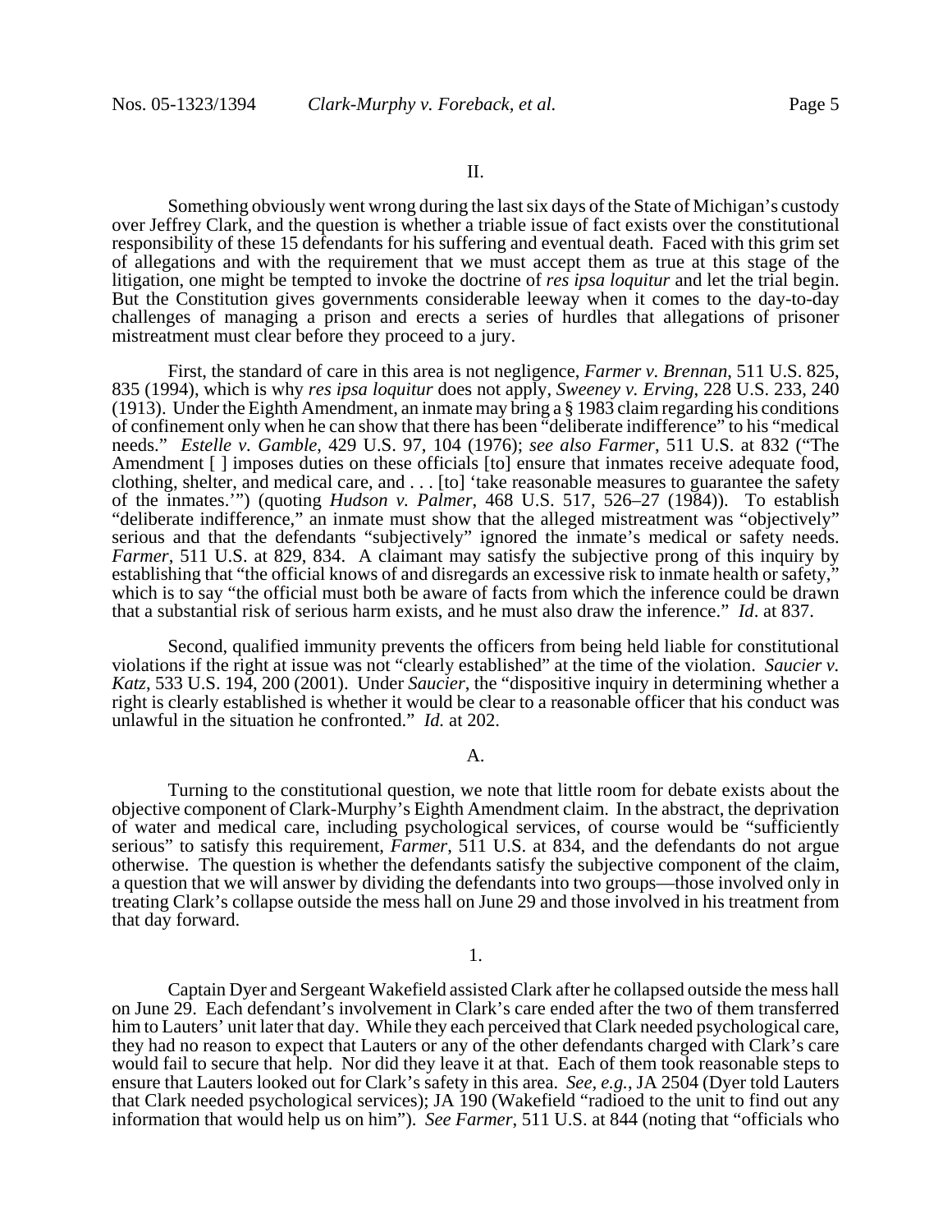II.

Something obviously went wrong during the last six days of the State of Michigan's custody over Jeffrey Clark, and the question is whether a triable issue of fact exists over the constitutional responsibility of these 15 defendants for his suffering and eventual death. Faced with this grim set of allegations and with the requirement that we must accept them as true at this stage of the litigation, one might be tempted to invoke the doctrine of *res ipsa loquitur* and let the trial begin. But the Constitution gives governments considerable leeway when it comes to the day-to-day challenges of managing a prison and erects a series of hurdles that allegations of prisoner mistreatment must clear before they proceed to a jury.

First, the standard of care in this area is not negligence, *Farmer v. Brennan*, 511 U.S. 825, 835 (1994), which is why *res ipsa loquitur* does not apply, *Sweeney v. Erving*, 228 U.S. 233, 240 (1913). Under the Eighth Amendment, an inmate may bring a § 1983 claim regarding his conditions of confinement only when he can show that there has been "deliberate indifference" to his "medical needs." *Estelle v. Gamble*, 429 U.S. 97, 104 (1976); *see also Farmer*, 511 U.S. at 832 ("The Amendment [ ] imposes duties on these officials [to] ensure that inmates receive adequate food, clothing, shelter, and medical care, and . . . [to] 'take reasonable measures to guarantee the safety of the inmates.'") (quoting *Hudson v. Palmer*, 468 U.S. 517, 526–27 (1984)). To establish "deliberate indifference," an inmate must show that the alleged mistreatment was "objectively" serious and that the defendants "subjectively" ignored the inmate's medical or safety needs. *Farmer*, 511 U.S. at 829, 834. A claimant may satisfy the subjective prong of this inquiry by establishing that "the official knows of and disregards an excessive risk to inmate health or safety," which is to say "the official must both be aware of facts from which the inference could be drawn that a substantial risk of serious harm exists, and he must also draw the inference." *Id*. at 837.

Second, qualified immunity prevents the officers from being held liable for constitutional violations if the right at issue was not "clearly established" at the time of the violation. *Saucier v. Katz*, 533 U.S. 194, 200 (2001). Under *Saucier*, the "dispositive inquiry in determining whether a right is clearly established is whether it would be clear to a reasonable officer that his conduct was unlawful in the situation he confronted." *Id.* at 202.

A.

Turning to the constitutional question, we note that little room for debate exists about the objective component of Clark-Murphy's Eighth Amendment claim. In the abstract, the deprivation of water and medical care, including psychological services, of course would be "sufficiently serious" to satisfy this requirement, *Farmer*, 511 U.S. at 834, and the defendants do not argue otherwise. The question is whether the defendants satisfy the subjective component of the claim, a question that we will answer by dividing the defendants into two groups—those involved only in treating Clark's collapse outside the mess hall on June 29 and those involved in his treatment from that day forward.

1.

Captain Dyer and Sergeant Wakefield assisted Clark after he collapsed outside the mess hall on June 29. Each defendant's involvement in Clark's care ended after the two of them transferred him to Lauters' unit later that day. While they each perceived that Clark needed psychological care, they had no reason to expect that Lauters or any of the other defendants charged with Clark's care would fail to secure that help. Nor did they leave it at that. Each of them took reasonable steps to ensure that Lauters looked out for Clark's safety in this area. *See, e.g.*, JA 2504 (Dyer told Lauters that Clark needed psychological services); JA 190 (Wakefield "radioed to the unit to find out any information that would help us on him"). *See Farmer*, 511 U.S. at 844 (noting that "officials who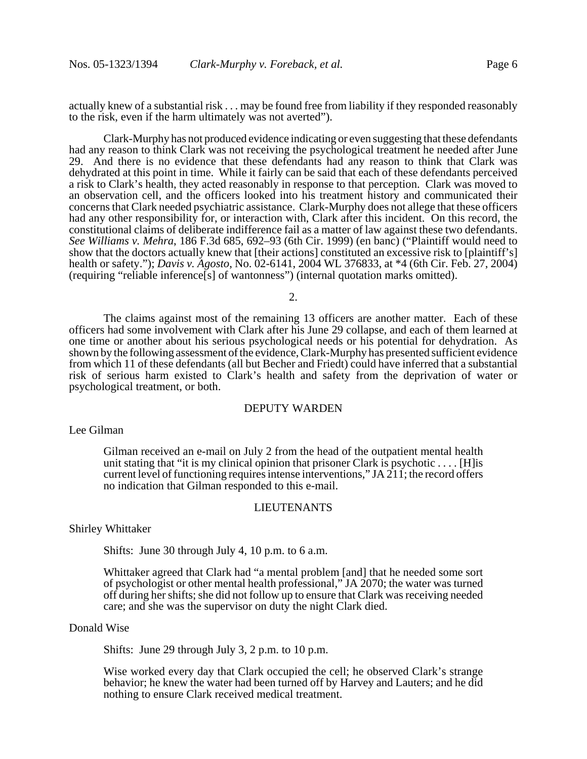actually knew of a substantial risk . . . may be found free from liability if they responded reasonably to the risk, even if the harm ultimately was not averted").

Clark-Murphy has not produced evidence indicating or even suggesting that these defendants had any reason to think Clark was not receiving the psychological treatment he needed after June 29. And there is no evidence that these defendants had any reason to think that Clark was dehydrated at this point in time. While it fairly can be said that each of these defendants perceived a risk to Clark's health, they acted reasonably in response to that perception. Clark was moved to an observation cell, and the officers looked into his treatment history and communicated their concerns that Clark needed psychiatric assistance. Clark-Murphy does not allege that these officers had any other responsibility for, or interaction with, Clark after this incident. On this record, the constitutional claims of deliberate indifference fail as a matter of law against these two defendants. *See Williams v. Mehra*, 186 F.3d 685, 692–93 (6th Cir. 1999) (en banc) ("Plaintiff would need to show that the doctors actually knew that [their actions] constituted an excessive risk to [plaintiff's] health or safety."); *Davis v. Agosto*, No. 02-6141, 2004 WL 376833, at *4 (6th Cir. Feb. 27, 2004) (requiring "reliable inference[s] of wantonness") (internal quotation marks omitted).

2.

The claims against most of the remaining 13 officers are another matter. Each of these officers had some involvement with Clark after his June 29 collapse, and each of them learned at one time or another about his serious psychological needs or his potential for dehydration. As shown by the following assessment of the evidence, Clark-Murphy has presented sufficient evidence from which 11 of these defendants (all but Becher and Friedt) could have inferred that a substantial risk of serious harm existed to Clark's health and safety from the deprivation of water or psychological treatment, or both.

DEPUTY WARDEN

Lee Gilman

> Gilman received an e-mail on July 2 from the head of the outpatient mental health unit stating that "it is my clinical opinion that prisoner Clark is psychotic . . . . [H]is current level of functioning requires intense interventions," JA 211; the record offers no indication that Gilman responded to this e-mail.

LIEUTENANTS

Shirley Whittaker

> Shifts: June 30 through July 4, 10 p.m. to 6 a.m.
>
> Whittaker agreed that Clark had "a mental problem [and] that he needed some sort of psychologist or other mental health professional," JA 2070; the water was turned off during her shifts; she did not follow up to ensure that Clark was receiving needed care; and she was the supervisor on duty the night Clark died.

Donald Wise

> Shifts: June 29 through July 3, 2 p.m. to 10 p.m.
>
> Wise worked every day that Clark occupied the cell; he observed Clark's strange behavior; he knew the water had been turned off by Harvey and Lauters; and he did nothing to ensure Clark received medical treatment.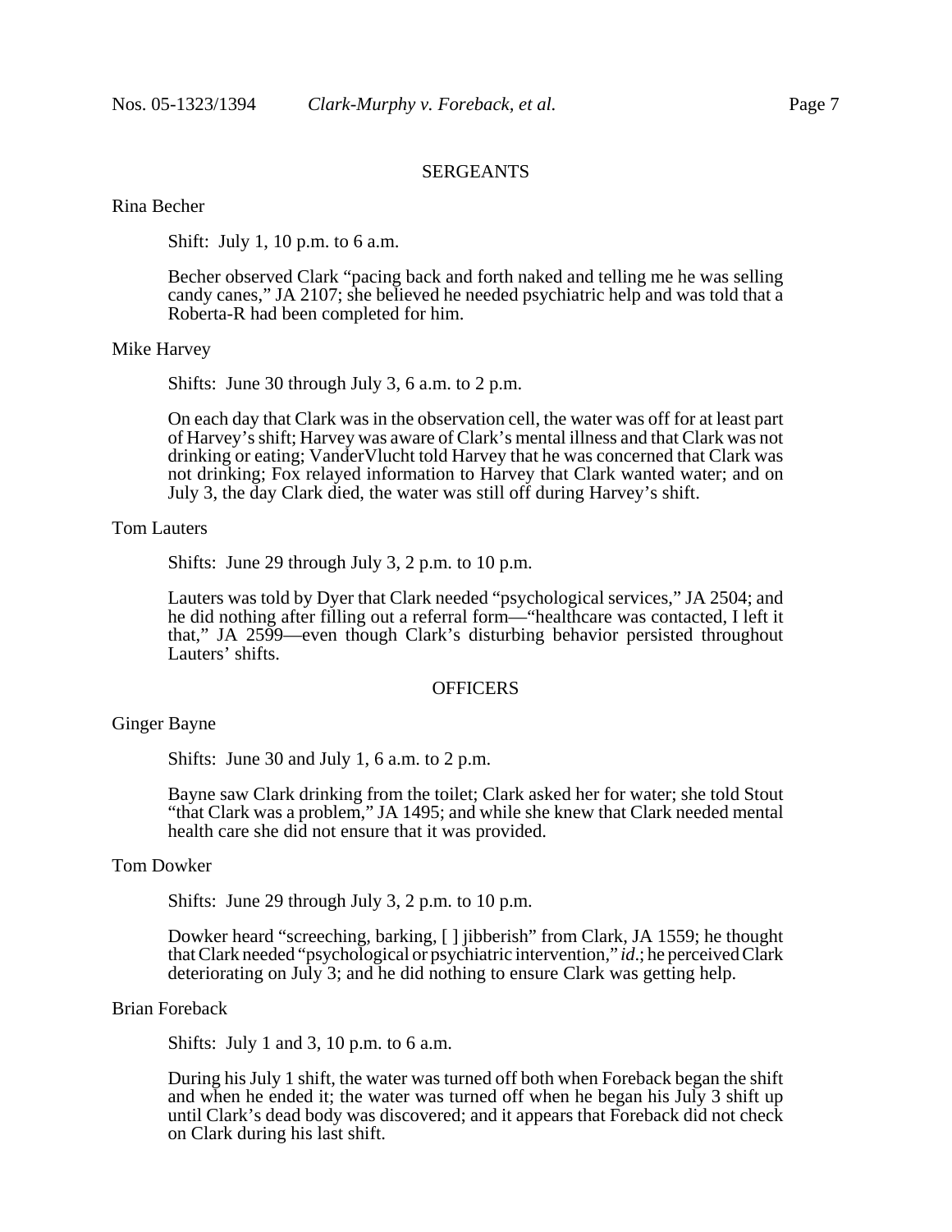SERGEANTS

Rina Becher

Shift: July 1, 10 p.m. to 6 a.m.

Becher observed Clark "pacing back and forth naked and telling me he was selling candy canes," JA 2107; she believed he needed psychiatric help and was told that a Roberta-R had been completed for him.

Mike Harvey

Shifts: June 30 through July 3, 6 a.m. to 2 p.m.

On each day that Clark was in the observation cell, the water was off for at least part of Harvey's shift; Harvey was aware of Clark's mental illness and that Clark was not drinking or eating; VanderVlucht told Harvey that he was concerned that Clark was not drinking; Fox relayed information to Harvey that Clark wanted water; and on July 3, the day Clark died, the water was still off during Harvey's shift.

Tom Lauters

Shifts: June 29 through July 3, 2 p.m. to 10 p.m.

Lauters was told by Dyer that Clark needed "psychological services," JA 2504; and he did nothing after filling out a referral form—"healthcare was contacted, I left it that," JA 2599—even though Clark's disturbing behavior persisted throughout Lauters' shifts.

OFFICERS

Ginger Bayne

Shifts: June 30 and July 1, 6 a.m. to 2 p.m.

Bayne saw Clark drinking from the toilet; Clark asked her for water; she told Stout "that Clark was a problem," JA 1495; and while she knew that Clark needed mental health care she did not ensure that it was provided.

Tom Dowker

Shifts: June 29 through July 3, 2 p.m. to 10 p.m.

Dowker heard "screeching, barking, [ ] jibberish" from Clark, JA 1559; he thought that Clark needed "psychological or psychiatric intervention," *id*.; he perceived Clark deteriorating on July 3; and he did nothing to ensure Clark was getting help.

Brian Foreback

Shifts: July 1 and 3, 10 p.m. to 6 a.m.

During his July 1 shift, the water was turned off both when Foreback began the shift and when he ended it; the water was turned off when he began his July 3 shift up until Clark's dead body was discovered; and it appears that Foreback did not check on Clark during his last shift.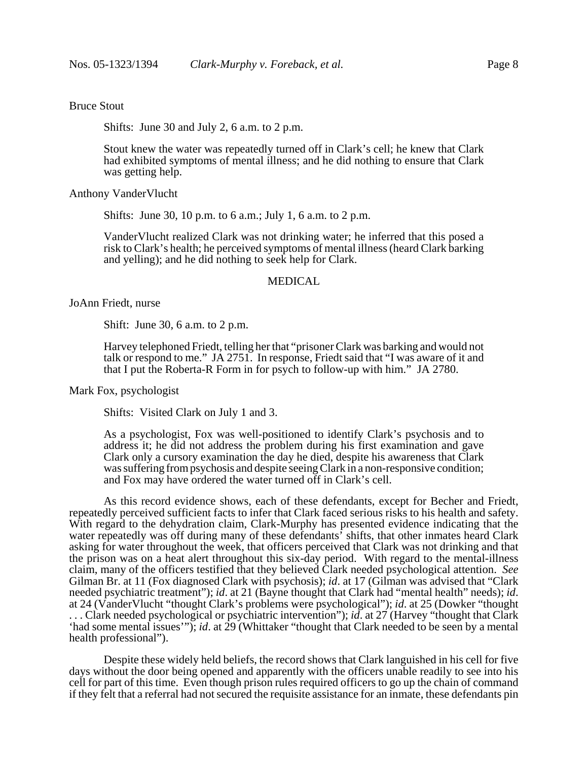Bruce Stout

Shifts: June 30 and July 2, 6 a.m. to 2 p.m.

Stout knew the water was repeatedly turned off in Clark's cell; he knew that Clark had exhibited symptoms of mental illness; and he did nothing to ensure that Clark was getting help.

Anthony VanderVlucht

Shifts: June 30, 10 p.m. to 6 a.m.; July 1, 6 a.m. to 2 p.m.

VanderVlucht realized Clark was not drinking water; he inferred that this posed a risk to Clark's health; he perceived symptoms of mental illness (heard Clark barking and yelling); and he did nothing to seek help for Clark.

MEDICAL

JoAnn Friedt, nurse

Shift: June 30, 6 a.m. to 2 p.m.

Harvey telephoned Friedt, telling her that "prisoner Clark was barking and would not talk or respond to me." JA 2751. In response, Friedt said that "I was aware of it and that I put the Roberta-R Form in for psych to follow-up with him." JA 2780.

Mark Fox, psychologist

Shifts: Visited Clark on July 1 and 3.

As a psychologist, Fox was well-positioned to identify Clark's psychosis and to address it; he did not address the problem during his first examination and gave Clark only a cursory examination the day he died, despite his awareness that Clark was suffering from psychosis and despite seeing Clark in a non-responsive condition; and Fox may have ordered the water turned off in Clark's cell.

As this record evidence shows, each of these defendants, except for Becher and Friedt, repeatedly perceived sufficient facts to infer that Clark faced serious risks to his health and safety. With regard to the dehydration claim, Clark-Murphy has presented evidence indicating that the water repeatedly was off during many of these defendants' shifts, that other inmates heard Clark asking for water throughout the week, that officers perceived that Clark was not drinking and that the prison was on a heat alert throughout this six-day period. With regard to the mental-illness claim, many of the officers testified that they believed Clark needed psychological attention. *See* Gilman Br. at 11 (Fox diagnosed Clark with psychosis); *id*. at 17 (Gilman was advised that "Clark needed psychiatric treatment"); *id*. at 21 (Bayne thought that Clark had "mental health" needs); *id*. at 24 (VanderVlucht "thought Clark's problems were psychological"); *id*. at 25 (Dowker "thought . . . Clark needed psychological or psychiatric intervention"); *id*. at 27 (Harvey "thought that Clark 'had some mental issues'"); *id*. at 29 (Whittaker "thought that Clark needed to be seen by a mental health professional").

Despite these widely held beliefs, the record shows that Clark languished in his cell for five days without the door being opened and apparently with the officers unable readily to see into his cell for part of this time. Even though prison rules required officers to go up the chain of command if they felt that a referral had not secured the requisite assistance for an inmate, these defendants pin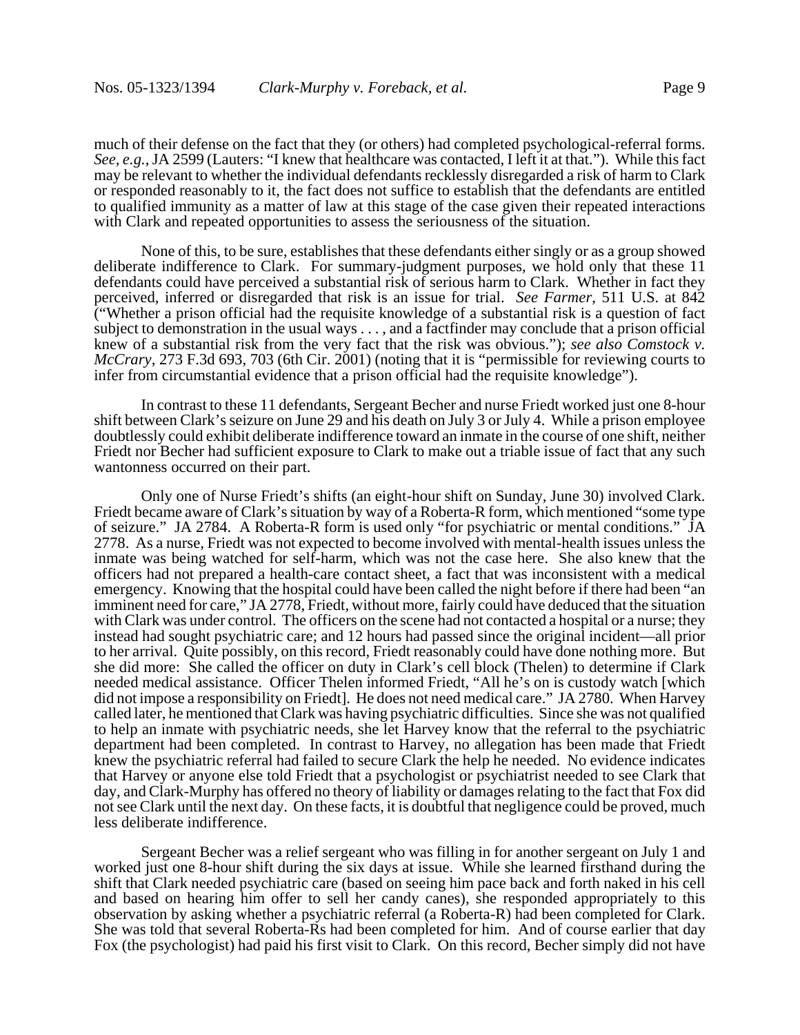much of their defense on the fact that they (or others) had completed psychological-referral forms. *See, e.g.*, JA 2599 (Lauters: "I knew that healthcare was contacted, I left it at that."). While this fact may be relevant to whether the individual defendants recklessly disregarded a risk of harm to Clark or responded reasonably to it, the fact does not suffice to establish that the defendants are entitled to qualified immunity as a matter of law at this stage of the case given their repeated interactions with Clark and repeated opportunities to assess the seriousness of the situation.

None of this, to be sure, establishes that these defendants either singly or as a group showed deliberate indifference to Clark. For summary-judgment purposes, we hold only that these 11 defendants could have perceived a substantial risk of serious harm to Clark. Whether in fact they perceived, inferred or disregarded that risk is an issue for trial. *See Farmer*, 511 U.S. at 842 ("Whether a prison official had the requisite knowledge of a substantial risk is a question of fact subject to demonstration in the usual ways . . . , and a factfinder may conclude that a prison official knew of a substantial risk from the very fact that the risk was obvious."); *see also Comstock v. McCrary*, 273 F.3d 693, 703 (6th Cir. 2001) (noting that it is "permissible for reviewing courts to infer from circumstantial evidence that a prison official had the requisite knowledge").

In contrast to these 11 defendants, Sergeant Becher and nurse Friedt worked just one 8-hour shift between Clark's seizure on June 29 and his death on July 3 or July 4. While a prison employee doubtlessly could exhibit deliberate indifference toward an inmate in the course of one shift, neither Friedt nor Becher had sufficient exposure to Clark to make out a triable issue of fact that any such wantonness occurred on their part.

Only one of Nurse Friedt's shifts (an eight-hour shift on Sunday, June 30) involved Clark. Friedt became aware of Clark's situation by way of a Roberta-R form, which mentioned "some type of seizure." JA 2784. A Roberta-R form is used only "for psychiatric or mental conditions." JA 2778. As a nurse, Friedt was not expected to become involved with mental-health issues unless the inmate was being watched for self-harm, which was not the case here. She also knew that the officers had not prepared a health-care contact sheet, a fact that was inconsistent with a medical emergency. Knowing that the hospital could have been called the night before if there had been "an imminent need for care," JA 2778, Friedt, without more, fairly could have deduced that the situation with Clark was under control. The officers on the scene had not contacted a hospital or a nurse; they instead had sought psychiatric care; and 12 hours had passed since the original incident—all prior to her arrival. Quite possibly, on this record, Friedt reasonably could have done nothing more. But she did more: She called the officer on duty in Clark's cell block (Thelen) to determine if Clark needed medical assistance. Officer Thelen informed Friedt, "All he's on is custody watch [which did not impose a responsibility on Friedt]. He does not need medical care." JA 2780. When Harvey called later, he mentioned that Clark was having psychiatric difficulties. Since she was not qualified to help an inmate with psychiatric needs, she let Harvey know that the referral to the psychiatric department had been completed. In contrast to Harvey, no allegation has been made that Friedt knew the psychiatric referral had failed to secure Clark the help he needed. No evidence indicates that Harvey or anyone else told Friedt that a psychologist or psychiatrist needed to see Clark that day, and Clark-Murphy has offered no theory of liability or damages relating to the fact that Fox did not see Clark until the next day. On these facts, it is doubtful that negligence could be proved, much less deliberate indifference.

Sergeant Becher was a relief sergeant who was filling in for another sergeant on July 1 and worked just one 8-hour shift during the six days at issue. While she learned firsthand during the shift that Clark needed psychiatric care (based on seeing him pace back and forth naked in his cell and based on hearing him offer to sell her candy canes), she responded appropriately to this observation by asking whether a psychiatric referral (a Roberta-R) had been completed for Clark. She was told that several Roberta-Rs had been completed for him. And of course earlier that day Fox (the psychologist) had paid his first visit to Clark. On this record, Becher simply did not have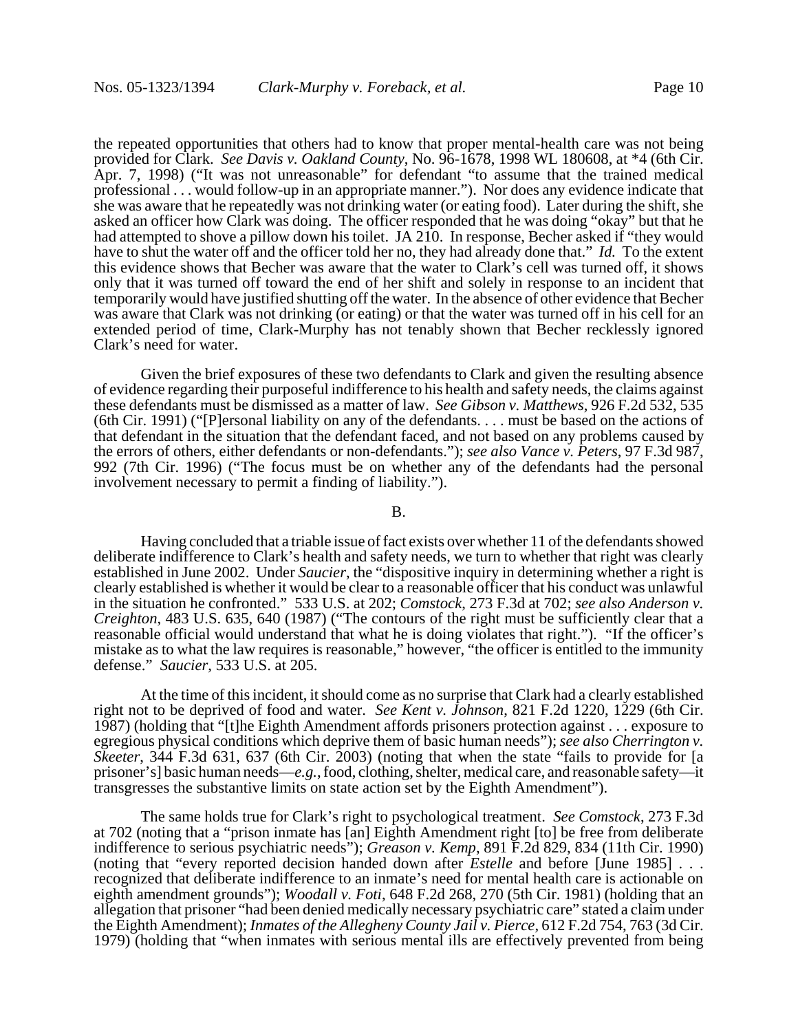the repeated opportunities that others had to know that proper mental-health care was not being provided for Clark. *See Davis v. Oakland County*, No. 96-1678, 1998 WL 180608, at *4 (6th Cir. Apr. 7, 1998) ("It was not unreasonable" for defendant "to assume that the trained medical professional . . . would follow-up in an appropriate manner."). Nor does any evidence indicate that she was aware that he repeatedly was not drinking water (or eating food). Later during the shift, she asked an officer how Clark was doing. The officer responded that he was doing "okay" but that he had attempted to shove a pillow down his toilet. JA 210. In response, Becher asked if "they would have to shut the water off and the officer told her no, they had already done that." *Id.* To the extent this evidence shows that Becher was aware that the water to Clark's cell was turned off, it shows only that it was turned off toward the end of her shift and solely in response to an incident that temporarily would have justified shutting off the water. In the absence of other evidence that Becher was aware that Clark was not drinking (or eating) or that the water was turned off in his cell for an extended period of time, Clark-Murphy has not tenably shown that Becher recklessly ignored Clark's need for water.

Given the brief exposures of these two defendants to Clark and given the resulting absence of evidence regarding their purposeful indifference to his health and safety needs, the claims against these defendants must be dismissed as a matter of law. *See Gibson v. Matthews*, 926 F.2d 532, 535 (6th Cir. 1991) ("[P]ersonal liability on any of the defendants. . . . must be based on the actions of that defendant in the situation that the defendant faced, and not based on any problems caused by the errors of others, either defendants or non-defendants."); *see also Vance v. Peters*, 97 F.3d 987, 992 (7th Cir. 1996) ("The focus must be on whether any of the defendants had the personal involvement necessary to permit a finding of liability.").

B.

Having concluded that a triable issue of fact exists over whether 11 of the defendants showed deliberate indifference to Clark's health and safety needs, we turn to whether that right was clearly established in June 2002. Under *Saucier*, the "dispositive inquiry in determining whether a right is clearly established is whether it would be clear to a reasonable officer that his conduct was unlawful in the situation he confronted." 533 U.S. at 202; *Comstock*, 273 F.3d at 702; *see also Anderson v. Creighton*, 483 U.S. 635, 640 (1987) ("The contours of the right must be sufficiently clear that a reasonable official would understand that what he is doing violates that right."). "If the officer's mistake as to what the law requires is reasonable," however, "the officer is entitled to the immunity defense." *Saucier*, 533 U.S. at 205.

At the time of this incident, it should come as no surprise that Clark had a clearly established right not to be deprived of food and water. *See Kent v. Johnson*, 821 F.2d 1220, 1229 (6th Cir. 1987) (holding that "[t]he Eighth Amendment affords prisoners protection against . . . exposure to egregious physical conditions which deprive them of basic human needs"); *see also Cherrington v. Skeeter*, 344 F.3d 631, 637 (6th Cir. 2003) (noting that when the state "fails to provide for [a prisoner's] basic human needs—*e.g.*, food, clothing, shelter, medical care, and reasonable safety—it transgresses the substantive limits on state action set by the Eighth Amendment").

The same holds true for Clark's right to psychological treatment. *See Comstock*, 273 F.3d at 702 (noting that a "prison inmate has [an] Eighth Amendment right [to] be free from deliberate indifference to serious psychiatric needs"); *Greason v. Kemp*, 891 F.2d 829, 834 (11th Cir. 1990) (noting that "every reported decision handed down after *Estelle* and before [June 1985] . . . recognized that deliberate indifference to an inmate's need for mental health care is actionable on eighth amendment grounds"); *Woodall v. Foti*, 648 F.2d 268, 270 (5th Cir. 1981) (holding that an allegation that prisoner "had been denied medically necessary psychiatric care" stated a claim under the Eighth Amendment); *Inmates of the Allegheny County Jail v. Pierce*, 612 F.2d 754, 763 (3d Cir. 1979) (holding that "when inmates with serious mental ills are effectively prevented from being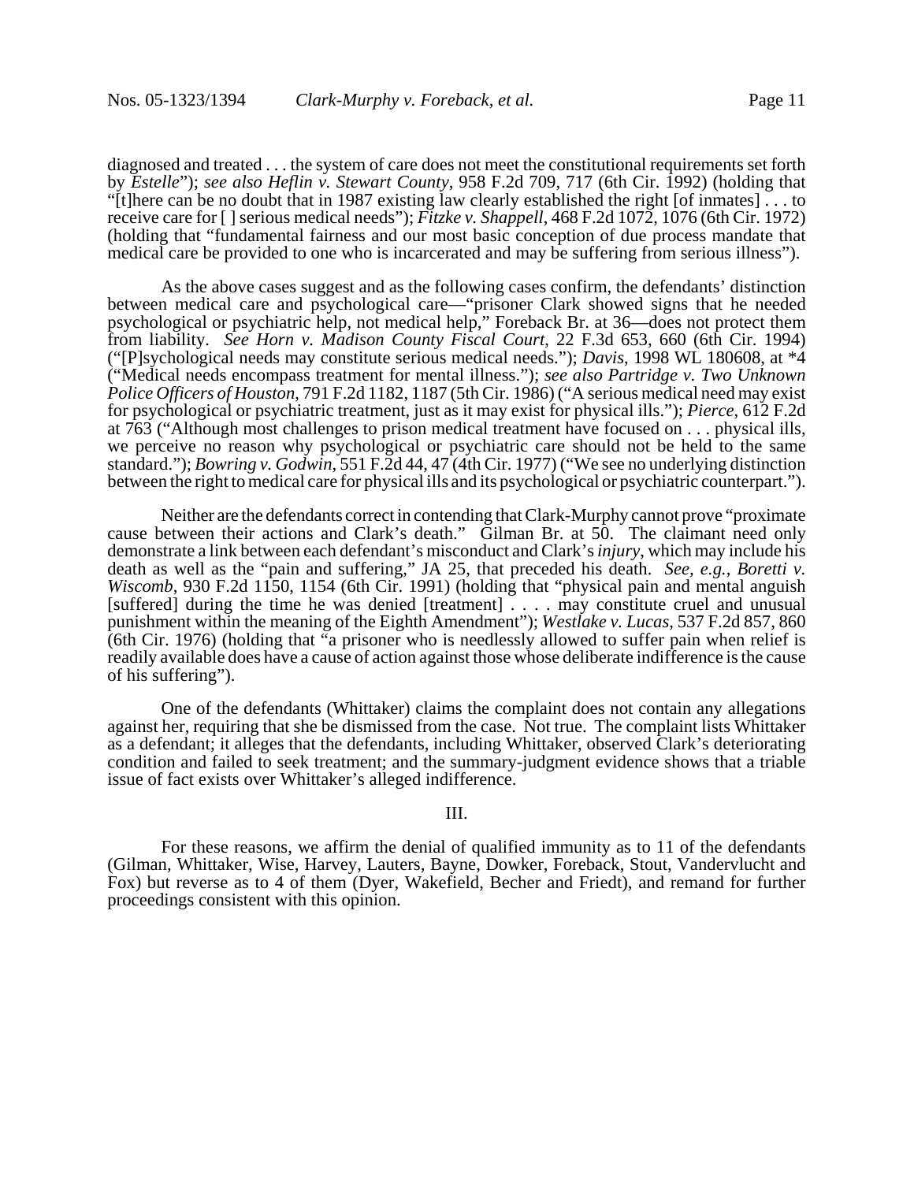diagnosed and treated . . . the system of care does not meet the constitutional requirements set forth by *Estelle*"); *see also Heflin v. Stewart County*, 958 F.2d 709, 717 (6th Cir. 1992) (holding that "[t]here can be no doubt that in 1987 existing law clearly established the right [of inmates] . . . to receive care for [ ] serious medical needs"); *Fitzke v. Shappell*, 468 F.2d 1072, 1076 (6th Cir. 1972) (holding that "fundamental fairness and our most basic conception of due process mandate that medical care be provided to one who is incarcerated and may be suffering from serious illness").

As the above cases suggest and as the following cases confirm, the defendants' distinction between medical care and psychological care—"prisoner Clark showed signs that he needed psychological or psychiatric help, not medical help," Foreback Br. at 36—does not protect them from liability. *See Horn v. Madison County Fiscal Court*, 22 F.3d 653, 660 (6th Cir. 1994) ("[P]sychological needs may constitute serious medical needs."); *Davis*, 1998 WL 180608, at *4 ("Medical needs encompass treatment for mental illness."); *see also Partridge v. Two Unknown Police Officers of Houston*, 791 F.2d 1182, 1187 (5th Cir. 1986) ("A serious medical need may exist for psychological or psychiatric treatment, just as it may exist for physical ills."); *Pierce*, 612 F.2d at 763 ("Although most challenges to prison medical treatment have focused on . . . physical ills, we perceive no reason why psychological or psychiatric care should not be held to the same standard."); *Bowring v. Godwin*, 551 F.2d 44, 47 (4th Cir. 1977) ("We see no underlying distinction between the right to medical care for physical ills and its psychological or psychiatric counterpart.").

Neither are the defendants correct in contending that Clark-Murphy cannot prove "proximate cause between their actions and Clark's death." Gilman Br. at 50. The claimant need only demonstrate a link between each defendant's misconduct and Clark's *injury*, which may include his death as well as the "pain and suffering," JA 25, that preceded his death. *See, e.g.*, *Boretti v. Wiscomb*, 930 F.2d 1150, 1154 (6th Cir. 1991) (holding that "physical pain and mental anguish [suffered] during the time he was denied [treatment] . . . . may constitute cruel and unusual punishment within the meaning of the Eighth Amendment"); *Westlake v. Lucas*, 537 F.2d 857, 860 (6th Cir. 1976) (holding that "a prisoner who is needlessly allowed to suffer pain when relief is readily available does have a cause of action against those whose deliberate indifference is the cause of his suffering").

One of the defendants (Whittaker) claims the complaint does not contain any allegations against her, requiring that she be dismissed from the case. Not true. The complaint lists Whittaker as a defendant; it alleges that the defendants, including Whittaker, observed Clark's deteriorating condition and failed to seek treatment; and the summary-judgment evidence shows that a triable issue of fact exists over Whittaker's alleged indifference.

## III.

For these reasons, we affirm the denial of qualified immunity as to 11 of the defendants (Gilman, Whittaker, Wise, Harvey, Lauters, Bayne, Dowker, Foreback, Stout, Vandervlucht and Fox) but reverse as to 4 of them (Dyer, Wakefield, Becher and Friedt), and remand for further proceedings consistent with this opinion.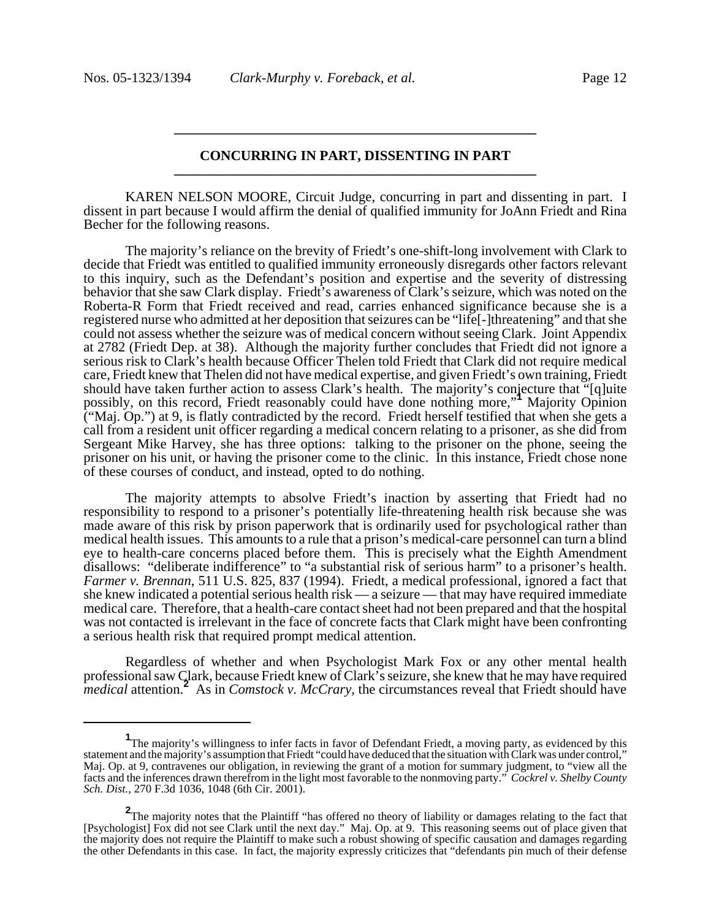## CONCURRING IN PART, DISSENTING IN PART

KAREN NELSON MOORE, Circuit Judge, concurring in part and dissenting in part. I dissent in part because I would affirm the denial of qualified immunity for JoAnn Friedt and Rina Becher for the following reasons.

The majority's reliance on the brevity of Friedt's one-shift-long involvement with Clark to decide that Friedt was entitled to qualified immunity erroneously disregards other factors relevant to this inquiry, such as the Defendant's position and expertise and the severity of distressing behavior that she saw Clark display. Friedt's awareness of Clark's seizure, which was noted on the Roberta-R Form that Friedt received and read, carries enhanced significance because she is a registered nurse who admitted at her deposition that seizures can be "life[-]threatening" and that she could not assess whether the seizure was of medical concern without seeing Clark. Joint Appendix at 2782 (Friedt Dep. at 38). Although the majority further concludes that Friedt did not ignore a serious risk to Clark's health because Officer Thelen told Friedt that Clark did not require medical care, Friedt knew that Thelen did not have medical expertise, and given Friedt's own training, Friedt should have taken further action to assess Clark's health. The majority's conjecture that "[q]uite possibly, on this record, Friedt reasonably could have done nothing more,"[1] Majority Opinion ("Maj. Op.") at 9, is flatly contradicted by the record. Friedt herself testified that when she gets a call from a resident unit officer regarding a medical concern relating to a prisoner, as she did from Sergeant Mike Harvey, she has three options: talking to the prisoner on the phone, seeing the prisoner on his unit, or having the prisoner come to the clinic. In this instance, Friedt chose none of these courses of conduct, and instead, opted to do nothing.

The majority attempts to absolve Friedt's inaction by asserting that Friedt had no responsibility to respond to a prisoner's potentially life-threatening health risk because she was made aware of this risk by prison paperwork that is ordinarily used for psychological rather than medical health issues. This amounts to a rule that a prison's medical-care personnel can turn a blind eye to health-care concerns placed before them. This is precisely what the Eighth Amendment disallows: "deliberate indifference" to "a substantial risk of serious harm" to a prisoner's health. *Farmer v. Brennan*, 511 U.S. 825, 837 (1994). Friedt, a medical professional, ignored a fact that she knew indicated a potential serious health risk — a seizure — that may have required immediate medical care. Therefore, that a health-care contact sheet had not been prepared and that the hospital was not contacted is irrelevant in the face of concrete facts that Clark might have been confronting a serious health risk that required prompt medical attention.

Regardless of whether and when Psychologist Mark Fox or any other mental health professional saw Clark, because Friedt knew of Clark's seizure, she knew that he may have required *medical* attention.[2] As in *Comstock v. McCrary*, the circumstances reveal that Friedt should have

[1] The majority's willingness to infer facts in favor of Defendant Friedt, a moving party, as evidenced by this statement and the majority's assumption that Friedt "could have deduced that the situation with Clark was under control," Maj. Op. at 9, contravenes our obligation, in reviewing the grant of a motion for summary judgment, to "view all the facts and the inferences drawn therefrom in the light most favorable to the nonmoving party." *Cockrel v. Shelby County Sch. Dist.*, 270 F.3d 1036, 1048 (6th Cir. 2001).

[2] The majority notes that the Plaintiff "has offered no theory of liability or damages relating to the fact that [Psychologist] Fox did not see Clark until the next day." Maj. Op. at 9. This reasoning seems out of place given that the majority does not require the Plaintiff to make such a robust showing of specific causation and damages regarding the other Defendants in this case. In fact, the majority expressly criticizes that "defendants pin much of their defense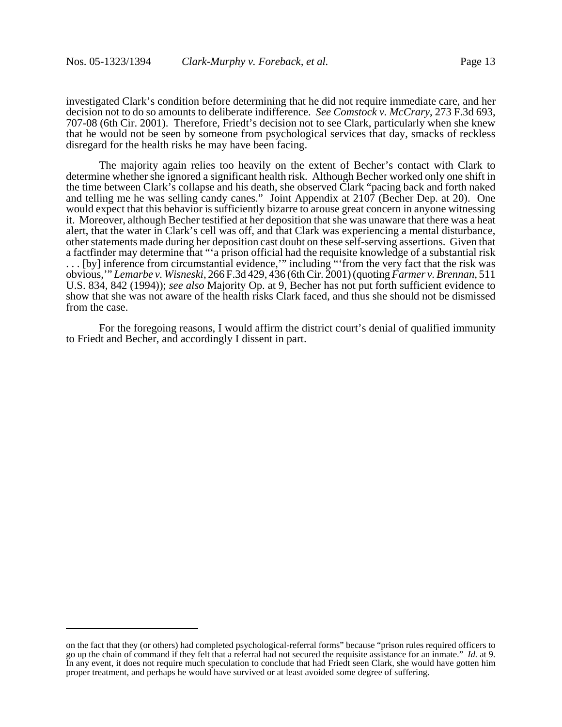investigated Clark's condition before determining that he did not require immediate care, and her decision not to do so amounts to deliberate indifference. *See Comstock v. McCrary*, 273 F.3d 693, 707-08 (6th Cir. 2001). Therefore, Friedt's decision not to see Clark, particularly when she knew that he would not be seen by someone from psychological services that day, smacks of reckless disregard for the health risks he may have been facing.

The majority again relies too heavily on the extent of Becher's contact with Clark to determine whether she ignored a significant health risk. Although Becher worked only one shift in the time between Clark's collapse and his death, she observed Clark "pacing back and forth naked and telling me he was selling candy canes." Joint Appendix at 2107 (Becher Dep. at 20). One would expect that this behavior is sufficiently bizarre to arouse great concern in anyone witnessing it. Moreover, although Becher testified at her deposition that she was unaware that there was a heat alert, that the water in Clark's cell was off, and that Clark was experiencing a mental disturbance, other statements made during her deposition cast doubt on these self-serving assertions. Given that a factfinder may determine that "'a prison official had the requisite knowledge of a substantial risk . . . [by] inference from circumstantial evidence,'" including "'from the very fact that the risk was obvious,'" *Lemarbe v. Wisneski*, 266 F.3d 429, 436 (6th Cir. 2001) (quoting *Farmer v. Brennan*, 511 U.S. 834, 842 (1994)); *see also* Majority Op. at 9, Becher has not put forth sufficient evidence to show that she was not aware of the health risks Clark faced, and thus she should not be dismissed from the case.

For the foregoing reasons, I would affirm the district court's denial of qualified immunity to Friedt and Becher, and accordingly I dissent in part.

---

on the fact that they (or others) had completed psychological-referral forms" because "prison rules required officers to go up the chain of command if they felt that a referral had not secured the requisite assistance for an inmate." *Id.* at 9. In any event, it does not require much speculation to conclude that had Friedt seen Clark, she would have gotten him proper treatment, and perhaps he would have survived or at least avoided some degree of suffering.